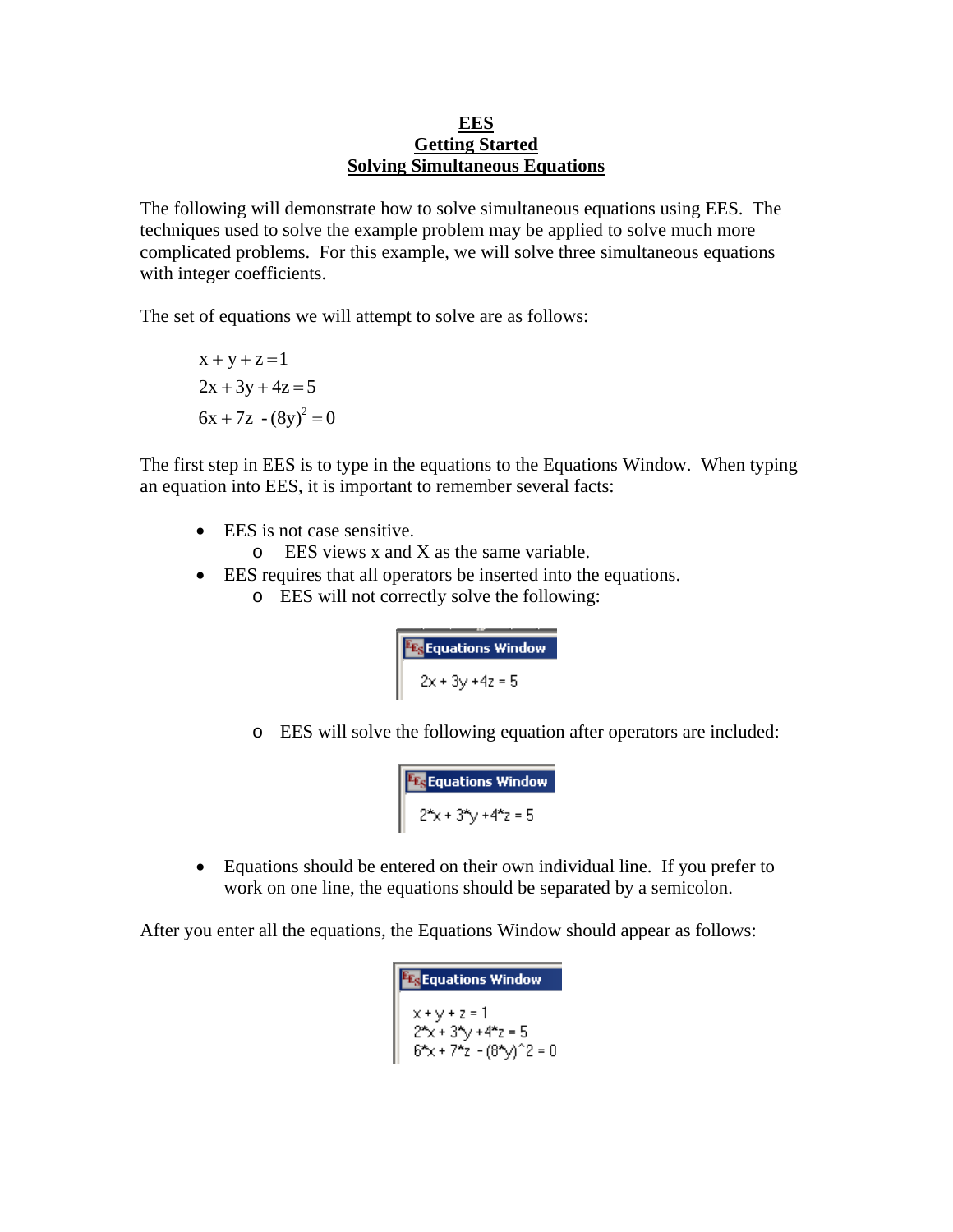# EES
## Getting Started
## Solving Simultaneous Equations

The following will demonstrate how to solve simultaneous equations using EES. The techniques used to solve the example problem may be applied to solve much more complicated problems. For this example, we will solve three simultaneous equations with integer coefficients.

The set of equations we will attempt to solve are as follows:

$$x + y + z = 1$$
$$2x + 3y + 4z = 5$$
$$6x + 7z - (8y)^2 = 0$$

The first step in EES is to type in the equations to the Equations Window. When typing an equation into EES, it is important to remember several facts:

- EES is not case sensitive.
  - EES views x and X as the same variable.
- EES requires that all operators be inserted into the equations.
  - EES will not correctly solve the following:

```
Equations Window
2x + 3y +4z = 5
```

  - EES will solve the following equation after operators are included:

```
Equations Window
2*x + 3*y +4*z = 5
```

- Equations should be entered on their own individual line. If you prefer to work on one line, the equations should be separated by a semicolon.

After you enter all the equations, the Equations Window should appear as follows:

```
Equations Window
x + y + z = 1
2*x + 3*y +4*z = 5
6*x + 7*z - (8*y)^2 = 0
```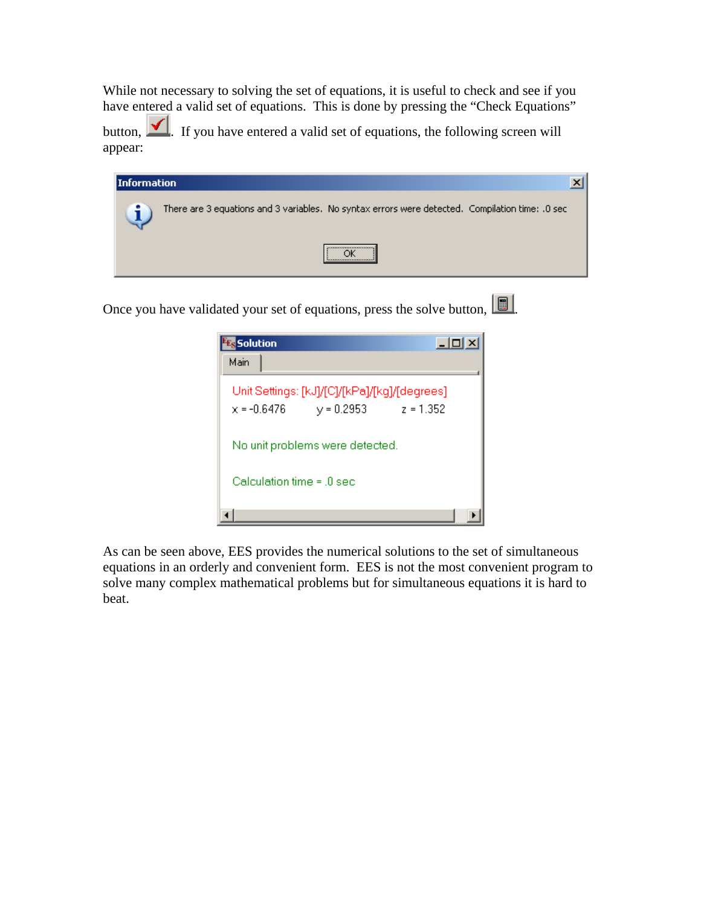While not necessary to solving the set of equations, it is useful to check and see if you have entered a valid set of equations. This is done by pressing the "Check Equations" button, ✓. If you have entered a valid set of equations, the following screen will appear:

**Information**

There are 3 equations and 3 variables. No syntax errors were detected. Compilation time: .0 sec

OK

Once you have validated your set of equations, press the solve button, .

**Solution**

Main

Unit Settings: [kJ]/[C]/[kPa]/[kg]/[degrees]

x = -0.6476 y = 0.2953 z = 1.352

No unit problems were detected.

Calculation time = .0 sec

As can be seen above, EES provides the numerical solutions to the set of simultaneous equations in an orderly and convenient form. EES is not the most convenient program to solve many complex mathematical problems but for simultaneous equations it is hard to beat.